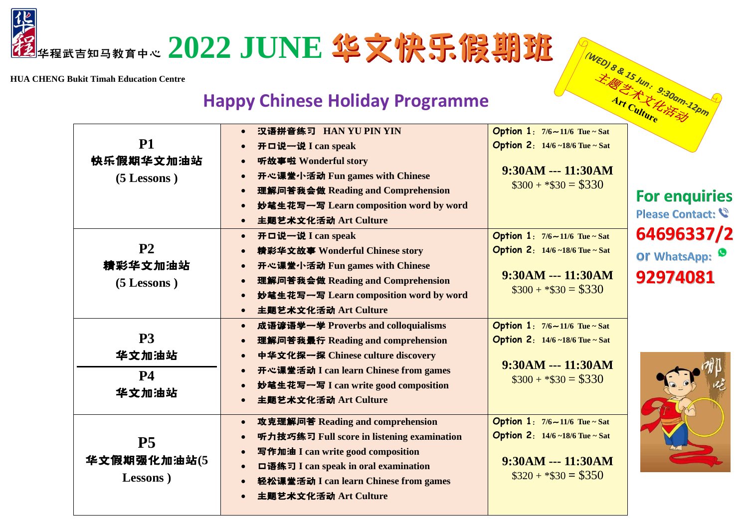# 华程武吉知马教育中心 2022 JUNE 华文快乐假期班

**HUA CHENG Bukit Timah Education Centre**

## Happy Chinese Holiday Programme

(WED) 8 & 15 Jun：9:30am-12pm
主题艺术文化活动
Art Culture

| Level | Content | Schedule & Fees |
| --- | --- | --- |
| **P1**<br>快乐假期华文加油站<br>(5 Lessons ) | • 汉语拼音练习 HAN YU PIN YIN<br>• 开口说一说 I can speak<br>• 听故事啦 Wonderful story<br>• 开心课堂小活动 Fun games with Chinese<br>• 理解问答我会做 Reading and Comprehension<br>• 妙笔生花写一写 Learn composition word by word<br>• 主题艺术文化活动 Art Culture | Option 1：7/6～11/6 Tue ~ Sat<br>Option 2：14/6 ~18/6 Tue ~ Sat<br>**9:30AM --- 11:30AM**<br>$300 + *$30 = $330 |
| **P2**<br>精彩华文加油站<br>(5 Lessons ) | • 开口说一说 I can speak<br>• 精彩华文故事 Wonderful Chinese story<br>• 开心课堂小活动 Fun games with Chinese<br>• 理解问答我会做 Reading and Comprehension<br>• 妙笔生花写一写 Learn composition word by word<br>• 主题艺术文化活动 Art Culture | Option 1：7/6～11/6 Tue ~ Sat<br>Option 2：14/6 ~18/6 Tue ~ Sat<br>**9:30AM --- 11:30AM**<br>$300 + *$30 = $330 |
| **P3**<br>华文加油站<br>**P4**<br>华文加油站 | • 成语谚语学一学 Proverbs and colloquialisms<br>• 理解问答我最行 Reading and comprehension<br>• 中华文化探一探 Chinese culture discovery<br>• 开心课堂活动 I can learn Chinese from games<br>• 妙笔生花写一写 I can write good composition<br>• 主题艺术文化活动 Art Culture | Option 1：7/6～11/6 Tue ~ Sat<br>Option 2：14/6 ~18/6 Tue ~ Sat<br>**9:30AM --- 11:30AM**<br>$300 + *$30 = $330 |
| **P5**<br>华文假期强化加油站(5 Lessons ) | • 攻克理解问答 Reading and comprehension<br>• 听力技巧练习 Full score in listening examination<br>• 写作加油 I can write good composition<br>• 口语练习 I can speak in oral examination<br>• 轻松课堂活动 I can learn Chinese from games<br>• 主题艺术文化活动 Art Culture | Option 1：7/6～11/6 Tue ~ Sat<br>Option 2：14/6 ~18/6 Tue ~ Sat<br>**9:30AM --- 11:30AM**<br>$320 + *$30 = $350 |

**For enquiries**

Please Contact:

**64696337/2**

or WhatsApp:

**92974081**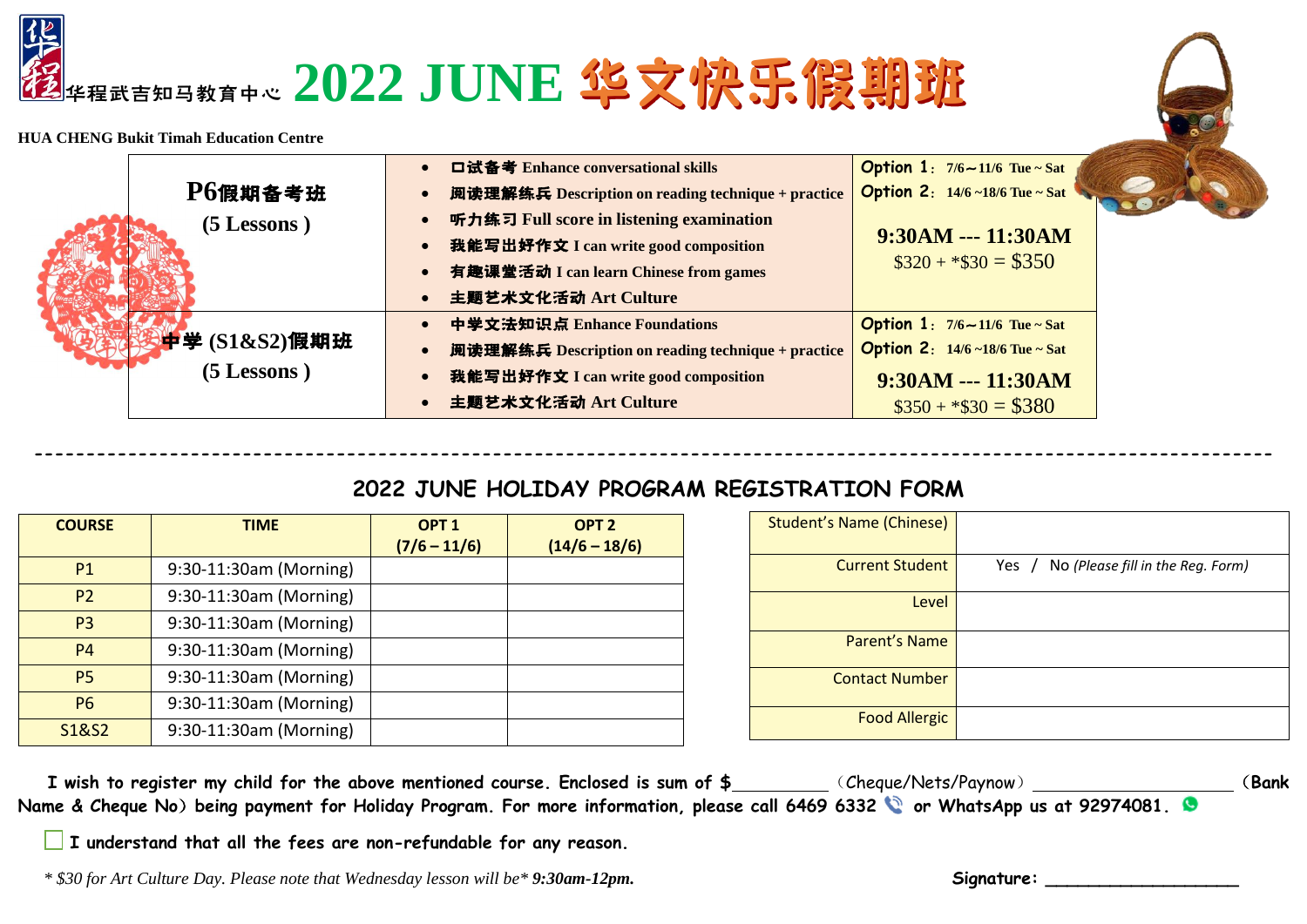# 华程武吉知马教育中心 2022 JUNE 华文快乐假期班

**HUA CHENG Bukit Timah Education Centre**

| | | |
|---|---|---|
| **P6假期备考班** (5 Lessons ) | • 口试备考 Enhance conversational skills<br>• 阅读理解练兵 Description on reading technique + practice<br>• 听力练习 Full score in listening examination<br>• 我能写出好作文 I can write good composition<br>• 有趣课堂活动 I can learn Chinese from games<br>• 主题艺术文化活动 Art Culture | Option 1：7/6～11/6 Tue ~ Sat<br>Option 2：14/6 ~18/6 Tue ~ Sat<br>**9:30AM --- 11:30AM**<br>$320 + *$30 = $350 |
| **中学 (S1&S2)假期班** (5 Lessons ) | • 中学文法知识点 Enhance Foundations<br>• 阅读理解练兵 Description on reading technique + practice<br>• 我能写出好作文 I can write good composition<br>• 主题艺术文化活动 Art Culture | Option 1：7/6～11/6 Tue ~ Sat<br>Option 2：14/6 ~18/6 Tue ~ Sat<br>**9:30AM --- 11:30AM**<br>$350 + *$30 = $380 |

---

## 2022 JUNE HOLIDAY PROGRAM REGISTRATION FORM

| COURSE | TIME | OPT 1 (7/6 – 11/6) | OPT 2 (14/6 – 18/6) |
|---|---|---|---|
| P1 | 9:30-11:30am (Morning) | | |
| P2 | 9:30-11:30am (Morning) | | |
| P3 | 9:30-11:30am (Morning) | | |
| P4 | 9:30-11:30am (Morning) | | |
| P5 | 9:30-11:30am (Morning) | | |
| P6 | 9:30-11:30am (Morning) | | |
| S1&S2 | 9:30-11:30am (Morning) | | |

| | |
|---|---|
| Student's Name (Chinese) | |
| Current Student | Yes / No *(Please fill in the Reg. Form)* |
| Level | |
| Parent's Name | |
| Contact Number | |
| Food Allergic | |

I wish to register my child for the above mentioned course. Enclosed is sum of $\_\_\_\_\_\_\_\_\_\_（Cheque/Nets/Paynow）\_\_\_\_\_\_\_\_\_\_\_\_\_\_\_\_\_\_\_\_（Bank Name & Cheque No）being payment for Holiday Program. For more information, please call 6469 6332 or WhatsApp us at 92974081.

☐ I understand that all the fees are non-refundable for any reason.

*\* $30 for Art Culture Day. Please note that Wednesday lesson will be\** ***9:30am-12pm.***

Signature: \_\_\_\_\_\_\_\_\_\_\_\_\_\_\_\_\_\_\_\_